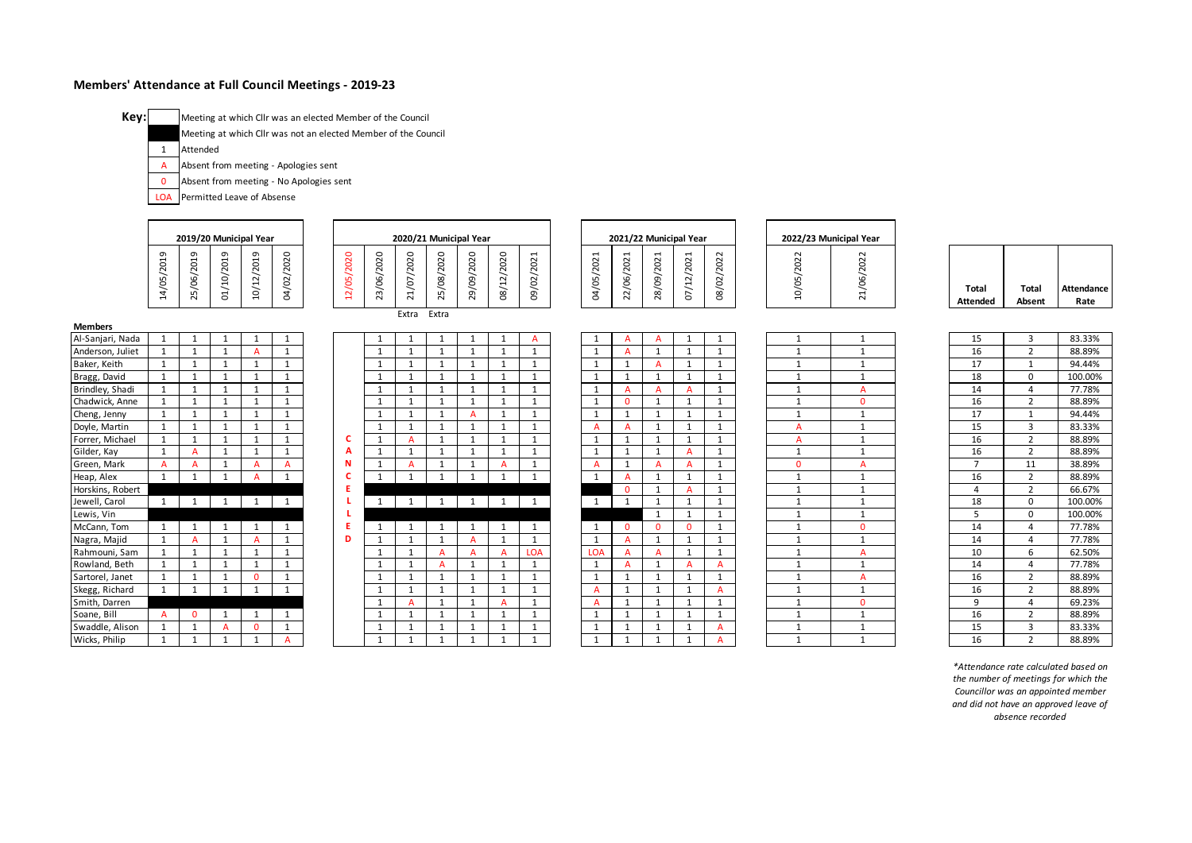# Members' Attendance at Full Council Meetings - 2019-23

**Key:**

| Key | Meaning |
|---|---|
| (blank) | Meeting at which Cllr was an elected Member of the Council |
| (black) | Meeting at which Cllr was not an elected Member of the Council |
| 1 | Attended |
| A | Absent from meeting - Apologies sent |
| 0 | Absent from meeting - No Apologies sent |
| LOA | Permitted Leave of Absense |

| Members | 2019/20 Municipal Year | | | | | 2020/21 Municipal Year | | | | | | | | 2021/22 Municipal Year | | | | | 2022/23 Municipal Year | | Total Attended | Total Absent | Attendance Rate |
|---|---|---|---|---|---|---|---|---|---|---|---|---|---|---|---|---|---|---|---|---|---|---|---|
| | 14/05/2019 | 25/06/2019 | 01/10/2019 | 10/12/2019 | 04/02/2020 | 12/05/2020 | 23/06/2020 | 21/07/2020 Extra | 25/08/2020 Extra | 29/09/2020 | 08/12/2020 | 09/02/2021 | | 04/05/2021 | 22/06/2021 | 28/09/2021 | 07/12/2021 | 08/02/2022 | 10/05/2022 | 21/06/2022 | | | |
| Al-Sanjari, Nada | 1 | 1 | 1 | 1 | 1 | CANCELLED | 1 | 1 | 1 | 1 | 1 | A | | 1 | A | A | 1 | 1 | 1 | 1 | 15 | 3 | 83.33% |
| Anderson, Juliet | 1 | 1 | 1 | A | 1 | | 1 | 1 | 1 | 1 | 1 | 1 | | 1 | A | 1 | 1 | 1 | 1 | 1 | 16 | 2 | 88.89% |
| Baker, Keith | 1 | 1 | 1 | 1 | 1 | | 1 | 1 | 1 | 1 | 1 | 1 | | 1 | 1 | A | 1 | 1 | 1 | 1 | 17 | 1 | 94.44% |
| Bragg, David | 1 | 1 | 1 | 1 | 1 | | 1 | 1 | 1 | 1 | 1 | 1 | | 1 | 1 | 1 | 1 | 1 | 1 | 1 | 18 | 0 | 100.00% |
| Brindley, Shadi | 1 | 1 | 1 | 1 | 1 | | 1 | 1 | 1 | 1 | 1 | 1 | | 1 | A | A | A | 1 | 1 | A | 14 | 4 | 77.78% |
| Chadwick, Anne | 1 | 1 | 1 | 1 | 1 | | 1 | 1 | 1 | 1 | 1 | 1 | | 1 | 0 | 1 | 1 | 1 | 1 | 0 | 16 | 2 | 88.89% |
| Cheng, Jenny | 1 | 1 | 1 | 1 | 1 | | 1 | 1 | 1 | A | 1 | 1 | | 1 | 1 | 1 | 1 | 1 | 1 | 1 | 17 | 1 | 94.44% |
| Doyle, Martin | 1 | 1 | 1 | 1 | 1 | | 1 | 1 | 1 | 1 | 1 | 1 | | A | A | 1 | 1 | 1 | A | 1 | 15 | 3 | 83.33% |
| Forrer, Michael | 1 | 1 | 1 | 1 | 1 | | 1 | A | 1 | 1 | 1 | 1 | | 1 | 1 | 1 | 1 | 1 | A | 1 | 16 | 2 | 88.89% |
| Gilder, Kay | 1 | A | 1 | 1 | 1 | | 1 | 1 | 1 | 1 | 1 | 1 | | 1 | 1 | 1 | A | 1 | 1 | 1 | 16 | 2 | 88.89% |
| Green, Mark | A | A | 1 | A | A | | 1 | A | 1 | 1 | A | 1 | | A | 1 | A | A | 1 | 0 | A | 7 | 11 | 38.89% |
| Heap, Alex | 1 | 1 | 1 | A | 1 | | 1 | 1 | 1 | 1 | 1 | 1 | | 1 | A | 1 | 1 | 1 | 1 | 1 | 16 | 2 | 88.89% |
| Horskins, Robert | | | | | | | | | | | | | | | 0 | 1 | A | 1 | 1 | 1 | 4 | 2 | 66.67% |
| Jewell, Carol | 1 | 1 | 1 | 1 | 1 | | 1 | 1 | 1 | 1 | 1 | 1 | | 1 | 1 | 1 | 1 | 1 | 1 | 1 | 18 | 0 | 100.00% |
| Lewis, Vin | | | | | | | | | | | | | | | | 1 | 1 | 1 | 1 | 1 | 5 | 0 | 100.00% |
| McCann, Tom | 1 | 1 | 1 | 1 | 1 | | 1 | 1 | 1 | 1 | 1 | 1 | | 1 | 0 | 0 | 0 | 1 | 1 | 0 | 14 | 4 | 77.78% |
| Nagra, Majid | 1 | A | 1 | A | 1 | | 1 | 1 | 1 | A | 1 | 1 | | 1 | A | 1 | 1 | 1 | 1 | 1 | 14 | 4 | 77.78% |
| Rahmouni, Sam | 1 | 1 | 1 | 1 | 1 | | 1 | 1 | A | A | A | LOA | | LOA | A | A | 1 | 1 | 1 | A | 10 | 6 | 62.50% |
| Rowland, Beth | 1 | 1 | 1 | 1 | 1 | | 1 | 1 | A | 1 | 1 | 1 | | 1 | A | 1 | A | A | 1 | 1 | 14 | 4 | 77.78% |
| Sartorel, Janet | 1 | 1 | 1 | 0 | 1 | | 1 | 1 | 1 | 1 | 1 | 1 | | 1 | 1 | 1 | 1 | 1 | 1 | A | 16 | 2 | 88.89% |
| Skegg, Richard | 1 | 1 | 1 | 1 | 1 | | 1 | 1 | 1 | 1 | 1 | 1 | | A | 1 | 1 | 1 | A | 1 | 1 | 16 | 2 | 88.89% |
| Smith, Darren | | | | | | | 1 | A | 1 | 1 | A | 1 | | A | 1 | 1 | 1 | 1 | 1 | 0 | 9 | 4 | 69.23% |
| Soane, Bill | A | 0 | 1 | 1 | 1 | | 1 | 1 | 1 | 1 | 1 | 1 | | 1 | 1 | 1 | 1 | 1 | 1 | 1 | 16 | 2 | 88.89% |
| Swaddle, Alison | 1 | 1 | A | 0 | 1 | | 1 | 1 | 1 | 1 | 1 | 1 | | 1 | 1 | 1 | 1 | A | 1 | 1 | 15 | 3 | 83.33% |
| Wicks, Philip | 1 | 1 | 1 | 1 | A | | 1 | 1 | 1 | 1 | 1 | 1 | | 1 | 1 | 1 | 1 | A | 1 | 1 | 16 | 2 | 88.89% |

*\*Attendance rate calculated based on the number of meetings for which the Councillor was an appointed member and did not have an approved leave of absence recorded*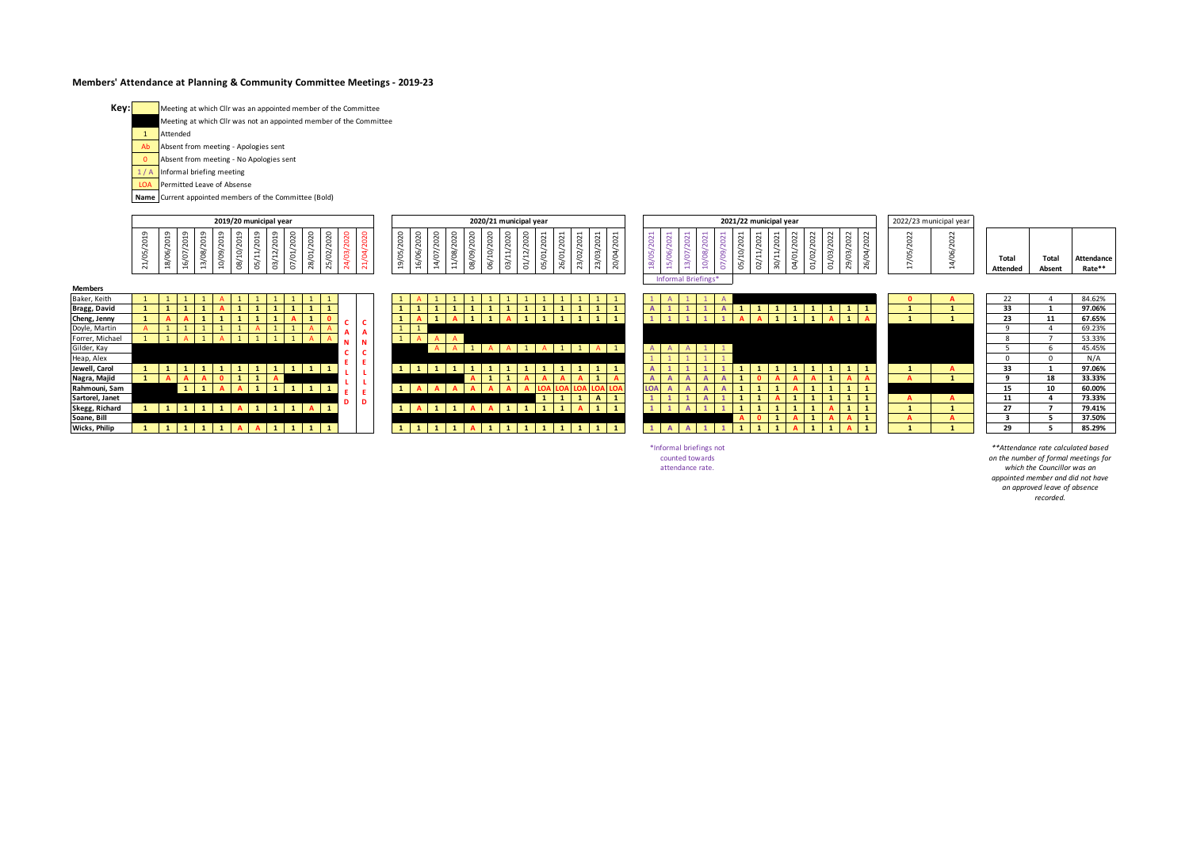# Members' Attendance at Planning & Community Committee Meetings - 2019-23

**Key:**

| | |
|---|---|
| (blank) | Meeting at which Cllr was an appointed member of the Committee |
| (black) | Meeting at which Cllr was not an appointed member of the Committee |
| 1 | Attended |
| Ab | Absent from meeting - Apologies sent |
| 0 | Absent from meeting - No Apologies sent |
| 1 / A | Informal briefing meeting |
| LOA | Permitted Leave of Absense |
| **Name** | Current appointed members of the Committee (Bold) |

Blank cells in the table below indicate meetings at which the Councillor was not an appointed member of the Committee (shaded black in the original).

## 2019/20 municipal year

| Members | 21/05/2019 | 18/06/2019 | 16/07/2019 | 13/08/2019 | 10/09/2019 | 08/10/2019 | 05/11/2019 | 03/12/2019 | 07/01/2020 | 28/01/2020 | 25/02/2020 | 24/03/2020 | 21/04/2020 |
|---|---|---|---|---|---|---|---|---|---|---|---|---|---|
| Baker, Keith | 1 | 1 | 1 | 1 | A | 1 | 1 | 1 | 1 | 1 | 1 | CANCELLED | CANCELLED |
| **Bragg, David** | 1 | 1 | 1 | 1 | A | 1 | 1 | 1 | 1 | 1 | 1 | | |
| **Cheng, Jenny** | 1 | A | A | 1 | 1 | 1 | 1 | 1 | A | 1 | 0 | | |
| Doyle, Martin | A | 1 | 1 | 1 | 1 | 1 | A | 1 | 1 | A | A | | |
| Forrer, Michael | 1 | 1 | A | 1 | A | 1 | 1 | 1 | 1 | A | A | | |
| Gilder, Kay | | | | | | | | | | | | | |
| Heap, Alex | | | | | | | | | | | | | |
| **Jewell, Carol** | 1 | 1 | 1 | 1 | 1 | 1 | 1 | 1 | 1 | 1 | 1 | | |
| **Nagra, Majid** | 1 | A | A | A | 0 | 1 | 1 | A | | | | | |
| **Rahmouni, Sam** | | | 1 | 1 | A | A | 1 | 1 | 1 | 1 | 1 | | |
| **Sartorel, Janet** | | | | | | | | | | | | | |
| **Skegg, Richard** | 1 | 1 | 1 | 1 | 1 | A | 1 | 1 | 1 | A | 1 | | |
| **Soane, Bill** | | | | | | | | | | | | | |
| **Wicks, Philip** | 1 | 1 | 1 | 1 | 1 | A | A | 1 | 1 | 1 | 1 | | |

## 2020/21 municipal year

| Members | 19/05/2020 | 16/06/2020 | 14/07/2020 | 11/08/2020 | 08/09/2020 | 06/10/2020 | 03/11/2020 | 01/12/2020 | 05/01/2021 | 26/01/2021 | 23/02/2021 | 23/03/2021 | 20/04/2021 |
|---|---|---|---|---|---|---|---|---|---|---|---|---|---|
| Baker, Keith | 1 | A | 1 | 1 | 1 | 1 | 1 | 1 | 1 | 1 | 1 | 1 | 1 |
| **Bragg, David** | 1 | 1 | 1 | 1 | 1 | 1 | 1 | 1 | 1 | 1 | 1 | 1 | 1 |
| **Cheng, Jenny** | 1 | A | 1 | A | 1 | 1 | A | 1 | 1 | 1 | 1 | 1 | 1 |
| Doyle, Martin | 1 | 1 | | | | | | | | | | | |
| Forrer, Michael | 1 | A | A | A | | | | | | | | | |
| Gilder, Kay | | | A | A | 1 | A | A | 1 | A | 1 | 1 | A | 1 |
| Heap, Alex | | | | | | | | | | | | | |
| **Jewell, Carol** | 1 | 1 | 1 | 1 | 1 | 1 | 1 | 1 | 1 | 1 | 1 | 1 | 1 |
| **Nagra, Majid** | | | | | A | 1 | 1 | A | A | A | A | 1 | A |
| **Rahmouni, Sam** | 1 | A | A | A | A | A | A | A | LOA | LOA | LOA | LOA | LOA |
| **Sartorel, Janet** | | | | | | | | | 1 | 1 | 1 | A | 1 |
| **Skegg, Richard** | 1 | A | 1 | 1 | A | A | 1 | 1 | 1 | 1 | A | 1 | 1 |
| **Soane, Bill** | | | | | | | | | | | | | |
| **Wicks, Philip** | 1 | 1 | 1 | 1 | A | 1 | 1 | 1 | 1 | 1 | 1 | 1 | 1 |

## 2021/22 municipal year

| | Informal Briefings* | | | | | | | | | | | | |
|---|---|---|---|---|---|---|---|---|---|---|---|---|---|
| Members | 18/05/2021 | 15/06/2021 | 13/07/2021 | 10/08/2021 | 07/09/2021 | 05/10/2021 | 02/11/2021 | 30/11/2021 | 04/01/2022 | 01/02/2022 | 01/03/2022 | 29/03/2022 | 26/04/2022 |
| Baker, Keith | 1 | A | 1 | 1 | A | | | | | | | | |
| **Bragg, David** | A | 1 | 1 | 1 | A | 1 | 1 | 1 | 1 | 1 | 1 | 1 | 1 |
| **Cheng, Jenny** | 1 | 1 | 1 | 1 | 1 | A | A | 1 | 1 | 1 | A | 1 | A |
| Doyle, Martin | | | | | | | | | | | | | |
| Forrer, Michael | | | | | | | | | | | | | |
| Gilder, Kay | A | A | A | 1 | 1 | | | | | | | | |
| Heap, Alex | 1 | 1 | 1 | 1 | 1 | | | | | | | | |
| **Jewell, Carol** | A | 1 | 1 | 1 | 1 | 1 | 1 | 1 | 1 | 1 | 1 | 1 | 1 |
| **Nagra, Majid** | A | A | A | A | A | 1 | 0 | A | A | A | 1 | A | A |
| **Rahmouni, Sam** | LOA | A | A | A | A | 1 | 1 | 1 | A | 1 | 1 | 1 | 1 |
| **Sartorel, Janet** | 1 | 1 | 1 | A | 1 | 1 | 1 | A | 1 | 1 | 1 | 1 | 1 |
| **Skegg, Richard** | 1 | 1 | A | 1 | 1 | 1 | 1 | 1 | 1 | 1 | A | 1 | 1 |
| **Soane, Bill** | | | | | | A | 0 | 1 | A | 1 | A | A | 1 |
| **Wicks, Philip** | 1 | A | A | 1 | 1 | 1 | 1 | 1 | A | 1 | 1 | A | 1 |

## 2022/23 municipal year and totals

| Members | 17/05/2022 | 14/06/2022 | Total Attended | Total Absent | Attendance Rate** |
|---|---|---|---|---|---|
| Baker, Keith | 0 | A | 22 | 4 | 84.62% |
| **Bragg, David** | 1 | 1 | 33 | 1 | 97.06% |
| **Cheng, Jenny** | 1 | 1 | 23 | 11 | 67.65% |
| Doyle, Martin | | | 9 | 4 | 69.23% |
| Forrer, Michael | | | 8 | 7 | 53.33% |
| Gilder, Kay | | | 5 | 6 | 45.45% |
| Heap, Alex | | | 0 | 0 | N/A |
| **Jewell, Carol** | 1 | A | 33 | 1 | 97.06% |
| **Nagra, Majid** | A | 1 | 9 | 18 | 33.33% |
| **Rahmouni, Sam** | | | 15 | 10 | 60.00% |
| **Sartorel, Janet** | A | A | 11 | 4 | 73.33% |
| **Skegg, Richard** | 1 | 1 | 27 | 7 | 79.41% |
| **Soane, Bill** | A | A | 3 | 5 | 37.50% |
| **Wicks, Philip** | 1 | 1 | 29 | 5 | 85.29% |

*Informal briefings not counted towards attendance rate.

*\*\*Attendance rate calculated based on the number of formal meetings for which the Councillor was an appointed member and did not have an approved leave of absence recorded.*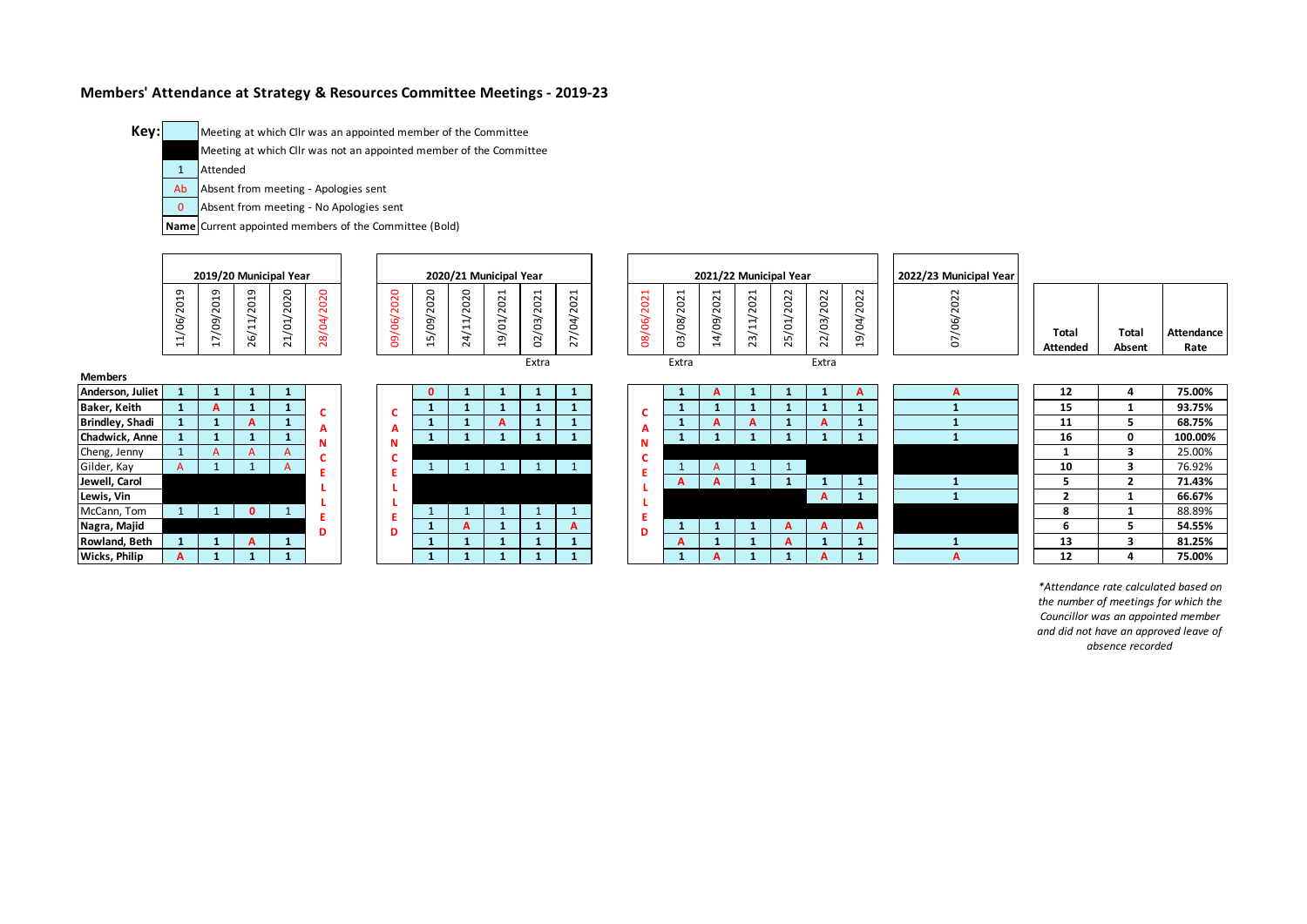## Members' Attendance at Strategy & Resources Committee Meetings - 2019-23

**Key:**

| Key | Meaning |
|---|---|
| (light blue) | Meeting at which Cllr was an appointed member of the Committee |
| (black) | Meeting at which Cllr was not an appointed member of the Committee |
| 1 | Attended |
| Ab | Absent from meeting - Apologies sent |
| 0 | Absent from meeting - No Apologies sent |
| **Name** | Current appointed members of the Committee (Bold) |

| Members | 2019/20 Municipal Year | | | | | 2020/21 Municipal Year | | | | | | 2021/22 Municipal Year | | | | | | | 2022/23 Municipal Year | Total Attended | Total Absent | Attendance Rate |
|---|---|---|---|---|---|---|---|---|---|---|---|---|---|---|---|---|---|---|---|---|---|---|
| | 11/06/2019 | 17/09/2019 | 26/11/2019 | 21/01/2020 | 28/04/2020 | 09/06/2020 | 15/09/2020 | 24/11/2020 | 19/01/2021 | 02/03/2021 (Extra) | 27/04/2021 | 08/06/2021 | 03/08/2021 (Extra) | 14/09/2021 | 23/11/2021 | 25/01/2022 | 22/03/2022 (Extra) | 19/04/2022 | 07/06/2022 | | | |
| **Anderson, Juliet** | 1 | 1 | 1 | 1 | CANCELLED | CANCELLED | 0 | 1 | 1 | 1 | 1 | CANCELLED | 1 | A | 1 | 1 | 1 | A | A | 12 | 4 | 75.00% |
| **Baker, Keith** | 1 | A | 1 | 1 | | | 1 | 1 | 1 | 1 | 1 | | 1 | 1 | 1 | 1 | 1 | 1 | 1 | 15 | 1 | 93.75% |
| **Brindley, Shadi** | 1 | 1 | A | 1 | | | 1 | 1 | A | 1 | 1 | | 1 | A | A | 1 | A | 1 | 1 | 11 | 5 | 68.75% |
| **Chadwick, Anne** | 1 | 1 | 1 | 1 | | | 1 | 1 | 1 | 1 | 1 | | 1 | 1 | 1 | 1 | 1 | 1 | 1 | 16 | 0 | 100.00% |
| Cheng, Jenny | 1 | A | A | A | | | | | | | | | | | | | | | | 1 | 3 | 25.00% |
| Gilder, Kay | A | 1 | 1 | A | | | 1 | 1 | 1 | 1 | 1 | | 1 | A | 1 | 1 | | | | 10 | 3 | 76.92% |
| **Jewell, Carol** | | | | | | | | | | | | | A | A | 1 | 1 | 1 | 1 | 1 | 5 | 2 | 71.43% |
| **Lewis, Vin** | | | | | | | | | | | | | | | | | A | 1 | 1 | 2 | 1 | 66.67% |
| McCann, Tom | 1 | 1 | 0 | 1 | | | 1 | 1 | 1 | 1 | 1 | | | | | | | | | 8 | 1 | 88.89% |
| **Nagra, Majid** | | | | | | | 1 | A | 1 | 1 | A | | 1 | 1 | 1 | A | A | A | | 6 | 5 | 54.55% |
| **Rowland, Beth** | 1 | 1 | A | 1 | | | 1 | 1 | 1 | 1 | 1 | | A | 1 | 1 | A | 1 | 1 | 1 | 13 | 3 | 81.25% |
| **Wicks, Philip** | A | 1 | 1 | 1 | | | 1 | 1 | 1 | 1 | 1 | | 1 | A | 1 | 1 | A | 1 | A | 12 | 4 | 75.00% |

*\*Attendance rate calculated based on the number of meetings for which the Councillor was an appointed member and did not have an approved leave of absence recorded*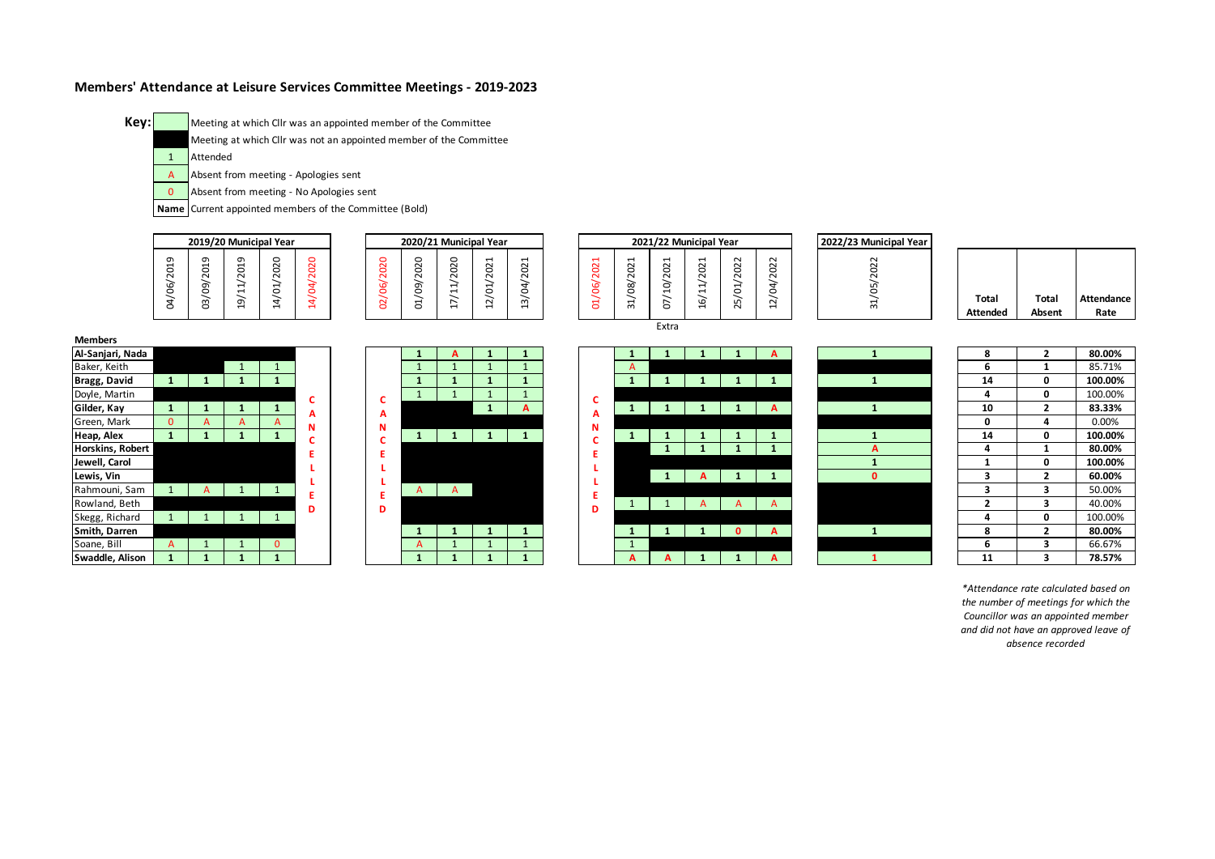## Members' Attendance at Leisure Services Committee Meetings - 2019-2023

**Key:**

| | |
|---|---|
| (green) | Meeting at which Cllr was an appointed member of the Committee |
| (black) | Meeting at which Cllr was not an appointed member of the Committee |
| 1 | Attended |
| A | Absent from meeting - Apologies sent |
| 0 | Absent from meeting - No Apologies sent |
| **Name** | Current appointed members of the Committee (Bold) |

| | 2019/20 Municipal Year | | | | | 2020/21 Municipal Year | | | | | 2021/22 Municipal Year | | | | | | 2022/23 Municipal Year | | | |
|---|---|---|---|---|---|---|---|---|---|---|---|---|---|---|---|---|---|---|---|---|
| **Members** | 04/06/2019 | 03/09/2019 | 19/11/2019 | 14/01/2020 | 14/04/2020 | 02/06/2020 | 01/09/2020 | 17/11/2020 | 12/01/2021 | 13/04/2021 | 01/06/2021 | 31/08/2021 | 07/10/2021 Extra | 16/11/2021 | 25/01/2022 | 12/04/2022 | 31/05/2022 | **Total Attended** | **Total Absent** | **Attendance Rate** |
| **Al-Sanjari, Nada** | | | | | CANCELLED | CANCELLED | 1 | A | 1 | 1 | CANCELLED | 1 | 1 | 1 | 1 | A | 1 | 8 | 2 | 80.00% |
| Baker, Keith | | | 1 | 1 | | | 1 | 1 | 1 | 1 | | A | | | | | | 6 | 1 | 85.71% |
| **Bragg, David** | 1 | 1 | 1 | 1 | | | 1 | 1 | 1 | 1 | | 1 | 1 | 1 | 1 | 1 | 1 | 14 | 0 | 100.00% |
| Doyle, Martin | | | | | | | 1 | 1 | 1 | 1 | | | | | | | | 4 | 0 | 100.00% |
| **Gilder, Kay** | 1 | 1 | 1 | 1 | | | | | 1 | A | | 1 | 1 | 1 | 1 | A | 1 | 10 | 2 | 83.33% |
| Green, Mark | 0 | A | A | A | | | | | | | | | | | | | | 0 | 4 | 0.00% |
| **Heap, Alex** | 1 | 1 | 1 | 1 | | | 1 | 1 | 1 | 1 | | 1 | 1 | 1 | 1 | 1 | 1 | 14 | 0 | 100.00% |
| **Horskins, Robert** | | | | | | | | | | | | | 1 | 1 | 1 | 1 | A | 4 | 1 | 80.00% |
| **Jewell, Carol** | | | | | | | | | | | | | | | | | 1 | 1 | 0 | 100.00% |
| **Lewis, Vin** | | | | | | | | | | | | | 1 | A | 1 | 1 | 0 | 3 | 2 | 60.00% |
| Rahmouni, Sam | 1 | A | 1 | 1 | | | A | A | | | | | | | | | | 3 | 3 | 50.00% |
| Rowland, Beth | | | | | | | | | | | | 1 | 1 | A | A | A | | 2 | 3 | 40.00% |
| Skegg, Richard | 1 | 1 | 1 | 1 | | | | | | | | | | | | | | 4 | 0 | 100.00% |
| **Smith, Darren** | | | | | | | 1 | 1 | 1 | 1 | | 1 | 1 | 1 | 0 | A | 1 | 8 | 2 | 80.00% |
| Soane, Bill | A | 1 | 1 | 0 | | | A | 1 | 1 | 1 | | 1 | | | | | | 6 | 3 | 66.67% |
| **Swaddle, Alison** | 1 | 1 | 1 | 1 | | | 1 | 1 | 1 | 1 | | A | A | 1 | 1 | A | 1 | 11 | 3 | 78.57% |

*\*Attendance rate calculated based on the number of meetings for which the Councillor was an appointed member and did not have an approved leave of absence recorded*